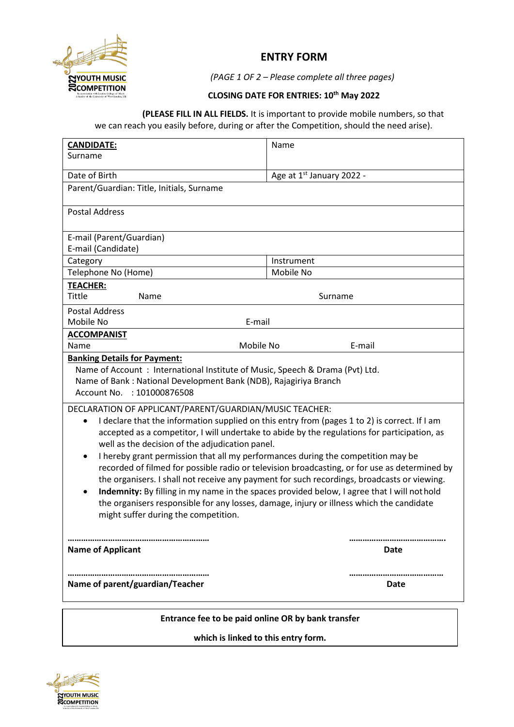# ENTRY FORM

*(PAGE 1 OF 2 – Please complete all three pages)*

**CLOSING DATE FOR ENTRIES: 10th May 2022**

**(PLEASE FILL IN ALL FIELDS.** It is important to provide mobile numbers, so that we can reach you easily before, during or after the Competition, should the need arise).

| | |
|---|---|
| **CANDIDATE:** Surname | Name |
| Date of Birth | Age at 1st January 2022 - |
| Parent/Guardian: Title, Initials, Surname | |
| Postal Address | |
| E-mail (Parent/Guardian) E-mail (Candidate) | |
| Category | Instrument |
| Telephone No (Home) | Mobile No |
| **TEACHER:** Tittle Name | Surname |
| Postal Address Mobile No | E-mail |
| **ACCOMPANIST** Name Mobile No | E-mail |

**Banking Details for Payment:**

Name of Account : International Institute of Music, Speech & Drama (Pvt) Ltd.
Name of Bank : National Development Bank (NDB), Rajagiriya Branch
Account No. : 101000876508

DECLARATION OF APPLICANT/PARENT/GUARDIAN/MUSIC TEACHER:

- I declare that the information supplied on this entry from (pages 1 to 2) is correct. If I am accepted as a competitor, I will undertake to abide by the regulations for participation, as well as the decision of the adjudication panel.
- I hereby grant permission that all my performances during the competition may be recorded of filmed for possible radio or television broadcasting, or for use as determined by the organisers. I shall not receive any payment for such recordings, broadcasts or viewing.
- **Indemnity:** By filling in my name in the spaces provided below, I agree that I will not hold the organisers responsible for any losses, damage, injury or illness which the candidate might suffer during the competition.

……………………………………………………… ……………………………………….
**Name of Applicant** **Date**

……………………………………………………… ……………………………………
**Name of parent/guardian/Teacher** **Date**

**Entrance fee to be paid online OR by bank transfer**

**which is linked to this entry form.**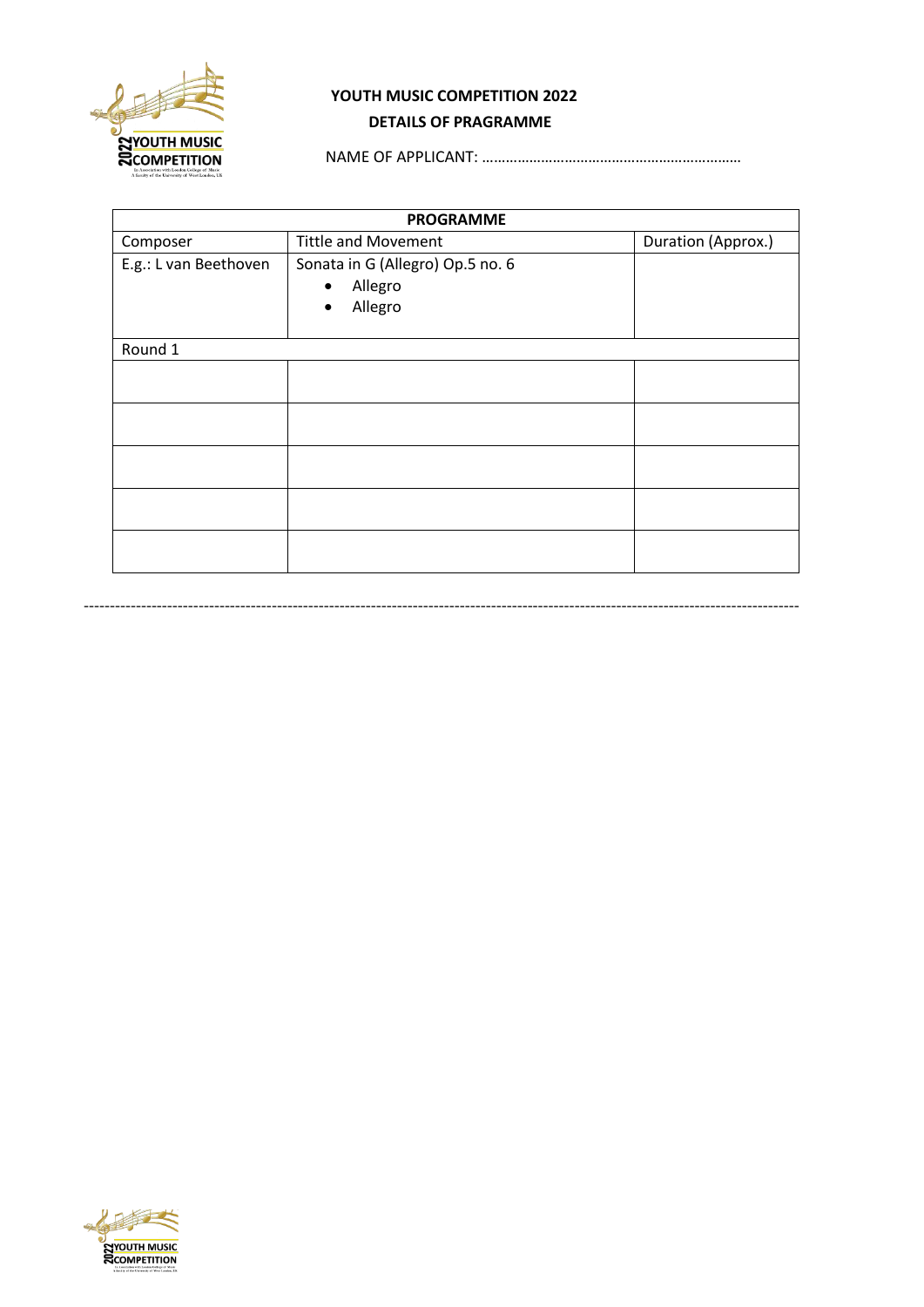**YOUTH MUSIC COMPETITION 2022**

**DETAILS OF PRAGRAMME**

NAME OF APPLICANT: ………………………………………………………

| **PROGRAMME** | | |
|---|---|---|
| Composer | Tittle and Movement | Duration (Approx.) |
| E.g.: L van Beethoven | Sonata in G (Allegro) Op.5 no. 6<br>• Allegro<br>• Allegro | |
| Round 1 | | |
| | | |
| | | |
| | | |
| | | |
| | | |

------------------------------------------------------------------------------------------------------------------------------------